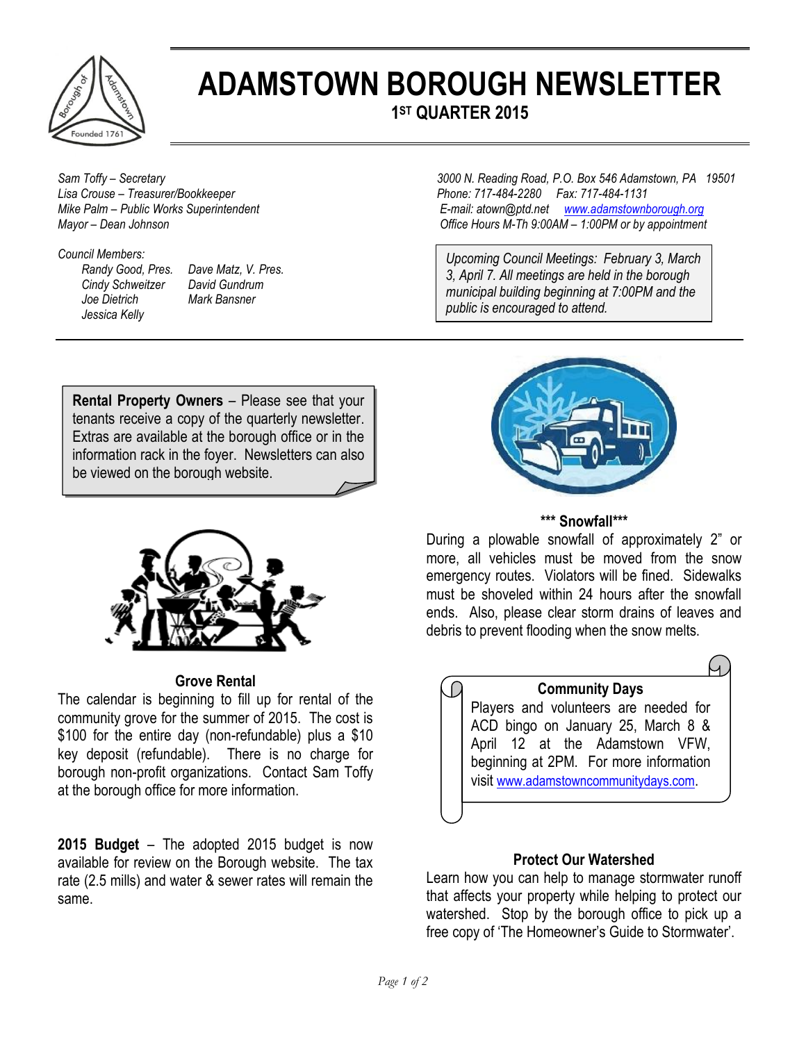# ADAMSTOWN BOROUGH NEWSLETTER

## 1ST QUARTER 2015

*Sam Toffy – Secretary*
*Lisa Crouse – Treasurer/Bookkeeper*
*Mike Palm – Public Works Superintendent*
*Mayor – Dean Johnson*

*Council Members:*
*Randy Good, Pres.*
*Dave Matz, V. Pres.*
*Cindy Schweitzer*
*David Gundrum*
*Joe Dietrich*
*Mark Bansner*
*Jessica Kelly*

*3000 N. Reading Road, P.O. Box 546 Adamstown, PA 19501*
*Phone: 717-484-2280 Fax: 717-484-1131*
*E-mail: atown@ptd.net www.adamstownborough.org*
*Office Hours M-Th 9:00AM – 1:00PM or by appointment*

*Upcoming Council Meetings: February 3, March 3, April 7. All meetings are held in the borough municipal building beginning at 7:00PM and the public is encouraged to attend.*

**Rental Property Owners** – Please see that your tenants receive a copy of the quarterly newsletter. Extras are available at the borough office or in the information rack in the foyer. Newsletters can also be viewed on the borough website.

### Grove Rental

The calendar is beginning to fill up for rental of the community grove for the summer of 2015. The cost is $100 for the entire day (non-refundable) plus a $10 key deposit (refundable). There is no charge for borough non-profit organizations. Contact Sam Toffy at the borough office for more information.

**2015 Budget** – The adopted 2015 budget is now available for review on the Borough website. The tax rate (2.5 mills) and water & sewer rates will remain the same.

### *** Snowfall***

During a plowable snowfall of approximately 2" or more, all vehicles must be moved from the snow emergency routes. Violators will be fined. Sidewalks must be shoveled within 24 hours after the snowfall ends. Also, please clear storm drains of leaves and debris to prevent flooding when the snow melts.

### Community Days

Players and volunteers are needed for ACD bingo on January 25, March 8 & April 12 at the Adamstown VFW, beginning at 2PM. For more information visit www.adamstowncommunitydays.com.

### Protect Our Watershed

Learn how you can help to manage stormwater runoff that affects your property while helping to protect our watershed. Stop by the borough office to pick up a free copy of 'The Homeowner's Guide to Stormwater'.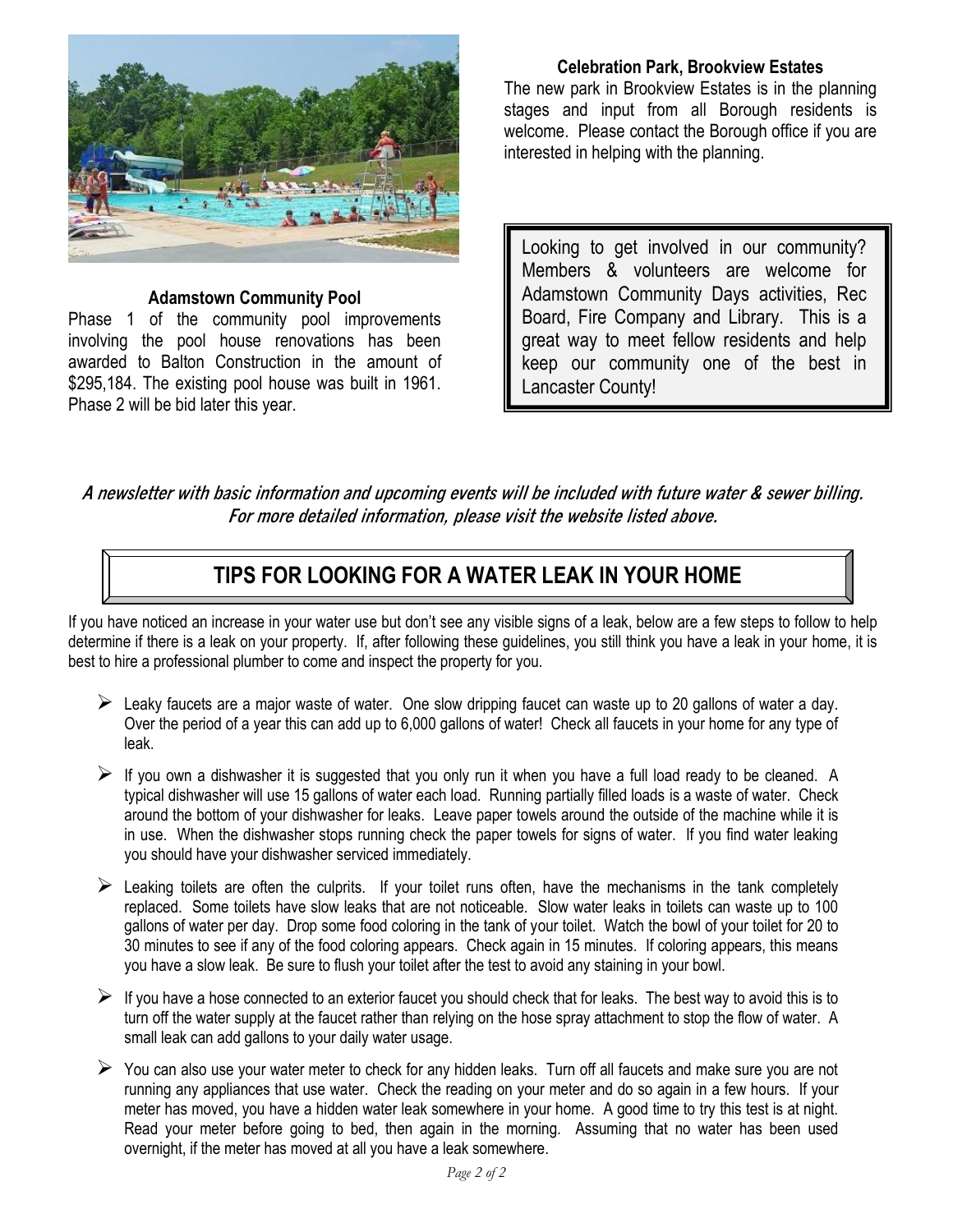### Adamstown Community Pool

Phase 1 of the community pool improvements involving the pool house renovations has been awarded to Balton Construction in the amount of $295,184. The existing pool house was built in 1961. Phase 2 will be bid later this year.

### Celebration Park, Brookview Estates

The new park in Brookview Estates is in the planning stages and input from all Borough residents is welcome. Please contact the Borough office if you are interested in helping with the planning.

Looking to get involved in our community? Members & volunteers are welcome for Adamstown Community Days activities, Rec Board, Fire Company and Library. This is a great way to meet fellow residents and help keep our community one of the best in Lancaster County!

***A newsletter with basic information and upcoming events will be included with future water & sewer billing. For more detailed information, please visit the website listed above.***

## TIPS FOR LOOKING FOR A WATER LEAK IN YOUR HOME

If you have noticed an increase in your water use but don't see any visible signs of a leak, below are a few steps to follow to help determine if there is a leak on your property. If, after following these guidelines, you still think you have a leak in your home, it is best to hire a professional plumber to come and inspect the property for you.

- Leaky faucets are a major waste of water. One slow dripping faucet can waste up to 20 gallons of water a day. Over the period of a year this can add up to 6,000 gallons of water! Check all faucets in your home for any type of leak.
- If you own a dishwasher it is suggested that you only run it when you have a full load ready to be cleaned. A typical dishwasher will use 15 gallons of water each load. Running partially filled loads is a waste of water. Check around the bottom of your dishwasher for leaks. Leave paper towels around the outside of the machine while it is in use. When the dishwasher stops running check the paper towels for signs of water. If you find water leaking you should have your dishwasher serviced immediately.
- Leaking toilets are often the culprits. If your toilet runs often, have the mechanisms in the tank completely replaced. Some toilets have slow leaks that are not noticeable. Slow water leaks in toilets can waste up to 100 gallons of water per day. Drop some food coloring in the tank of your toilet. Watch the bowl of your toilet for 20 to 30 minutes to see if any of the food coloring appears. Check again in 15 minutes. If coloring appears, this means you have a slow leak. Be sure to flush your toilet after the test to avoid any staining in your bowl.
- If you have a hose connected to an exterior faucet you should check that for leaks. The best way to avoid this is to turn off the water supply at the faucet rather than relying on the hose spray attachment to stop the flow of water. A small leak can add gallons to your daily water usage.
- You can also use your water meter to check for any hidden leaks. Turn off all faucets and make sure you are not running any appliances that use water. Check the reading on your meter and do so again in a few hours. If your meter has moved, you have a hidden water leak somewhere in your home. A good time to try this test is at night. Read your meter before going to bed, then again in the morning. Assuming that no water has been used overnight, if the meter has moved at all you have a leak somewhere.